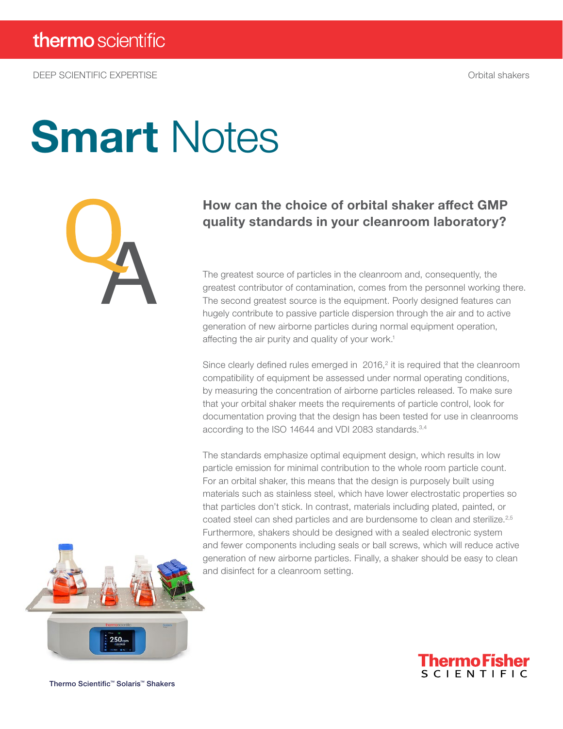thermo scientific

DEEP SCIENTIFIC EXPERTISE

Orbital shakers

# Smart Notes

## How can the choice of orbital shaker affect GMP quality standards in your cleanroom laboratory?

The greatest source of particles in the cleanroom and, consequently, the greatest contributor of contamination, comes from the personnel working there. The second greatest source is the equipment. Poorly designed features can hugely contribute to passive particle dispersion through the air and to active generation of new airborne particles during normal equipment operation, affecting the air purity and quality of your work.[1]

Since clearly defined rules emerged in 2016,[2] it is required that the cleanroom compatibility of equipment be assessed under normal operating conditions, by measuring the concentration of airborne particles released. To make sure that your orbital shaker meets the requirements of particle control, look for documentation proving that the design has been tested for use in cleanrooms according to the ISO 14644 and VDI 2083 standards.[3,4]

The standards emphasize optimal equipment design, which results in low particle emission for minimal contribution to the whole room particle count. For an orbital shaker, this means that the design is purposely built using materials such as stainless steel, which have lower electrostatic properties so that particles don't stick. In contrast, materials including plated, painted, or coated steel can shed particles and are burdensome to clean and sterilize.[2,5] Furthermore, shakers should be designed with a sealed electronic system and fewer components including seals or ball screws, which will reduce active generation of new airborne particles. Finally, a shaker should be easy to clean and disinfect for a cleanroom setting.

Thermo Scientific™ Solaris™ Shakers

ThermoFisher SCIENTIFIC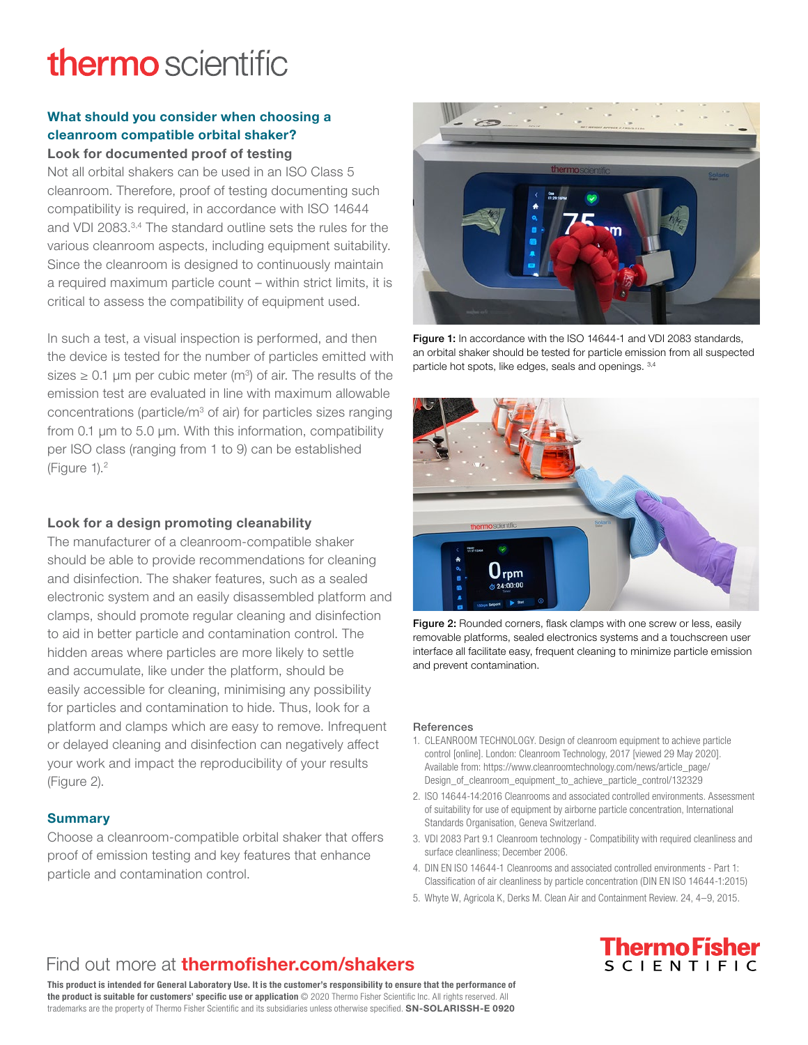## What should you consider when choosing a cleanroom compatible orbital shaker?

### Look for documented proof of testing

Not all orbital shakers can be used in an ISO Class 5 cleanroom. Therefore, proof of testing documenting such compatibility is required, in accordance with ISO 14644 and VDI 2083.[3,4] The standard outline sets the rules for the various cleanroom aspects, including equipment suitability. Since the cleanroom is designed to continuously maintain a required maximum particle count – within strict limits, it is critical to assess the compatibility of equipment used.

In such a test, a visual inspection is performed, and then the device is tested for the number of particles emitted with sizes ≥ 0.1 µm per cubic meter ($m^3$) of air. The results of the emission test are evaluated in line with maximum allowable concentrations (particle/$m^3$ of air) for particles sizes ranging from 0.1 µm to 5.0 µm. With this information, compatibility per ISO class (ranging from 1 to 9) can be established (Figure 1).[2]

### Look for a design promoting cleanability

The manufacturer of a cleanroom-compatible shaker should be able to provide recommendations for cleaning and disinfection. The shaker features, such as a sealed electronic system and an easily disassembled platform and clamps, should promote regular cleaning and disinfection to aid in better particle and contamination control. The hidden areas where particles are more likely to settle and accumulate, like under the platform, should be easily accessible for cleaning, minimising any possibility for particles and contamination to hide. Thus, look for a platform and clamps which are easy to remove. Infrequent or delayed cleaning and disinfection can negatively affect your work and impact the reproducibility of your results (Figure 2).

### Summary

Choose a cleanroom-compatible orbital shaker that offers proof of emission testing and key features that enhance particle and contamination control.

**Figure 1:** In accordance with the ISO 14644-1 and VDI 2083 standards, an orbital shaker should be tested for particle emission from all suspected particle hot spots, like edges, seals and openings. [3,4]

**Figure 2:** Rounded corners, flask clamps with one screw or less, easily removable platforms, sealed electronics systems and a touchscreen user interface all facilitate easy, frequent cleaning to minimize particle emission and prevent contamination.

### References

1. CLEANROOM TECHNOLOGY. Design of cleanroom equipment to achieve particle control [online]. London: Cleanroom Technology, 2017 [viewed 29 May 2020]. Available from: https://www.cleanroomtechnology.com/news/article_page/Design_of_cleanroom_equipment_to_achieve_particle_control/132329
2. ISO 14644-14:2016 Cleanrooms and associated controlled environments. Assessment of suitability for use of equipment by airborne particle concentration, International Standards Organisation, Geneva Switzerland.
3. VDI 2083 Part 9.1 Cleanroom technology - Compatibility with required cleanliness and surface cleanliness; December 2006.
4. DIN EN ISO 14644-1 Cleanrooms and associated controlled environments - Part 1: Classification of air cleanliness by particle concentration (DIN EN ISO 14644-1:2015)
5. Whyte W, Agricola K, Derks M. Clean Air and Containment Review. 24, 4–9, 2015.

Find out more at **thermofisher.com/shakers**

**This product is intended for General Laboratory Use. It is the customer's responsibility to ensure that the performance of the product is suitable for customers' specific use or application** © 2020 Thermo Fisher Scientific Inc. All rights reserved. All trademarks are the property of Thermo Fisher Scientific and its subsidiaries unless otherwise specified. **SN-SOLARISSH-E 0920**